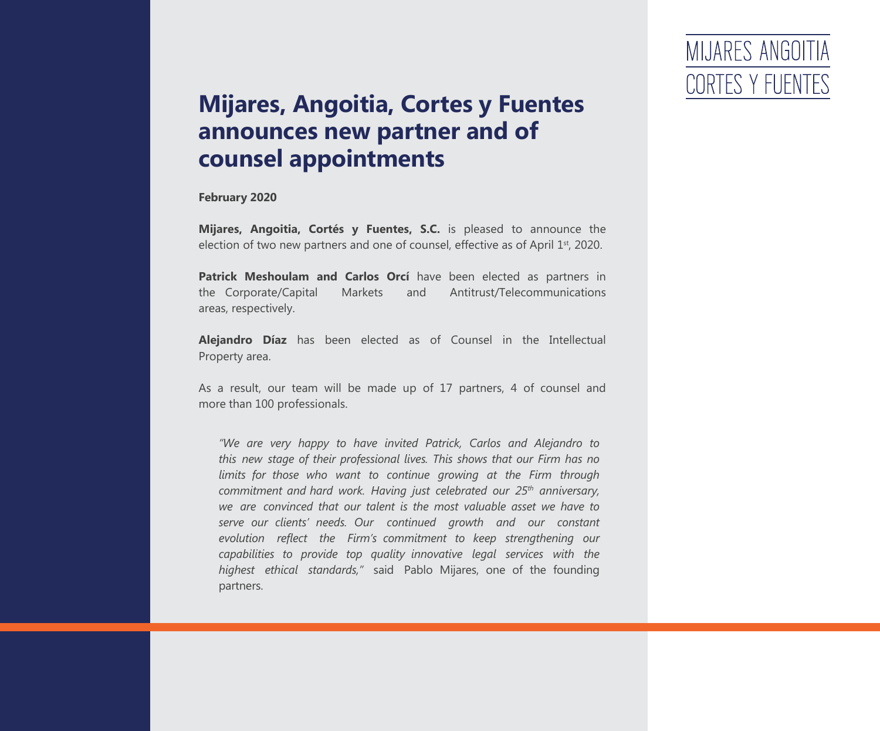MIJARES ANGOITIA
CORTES Y FUENTES

# Mijares, Angoitia, Cortes y Fuentes announces new partner and of counsel appointments

**February 2020**

**Mijares, Angoitia, Cortés y Fuentes, S.C.** is pleased to announce the election of two new partners and one of counsel, effective as of April 1st, 2020.

**Patrick Meshoulam and Carlos Orcí** have been elected as partners in the Corporate/Capital Markets and Antitrust/Telecommunications areas, respectively.

**Alejandro Díaz** has been elected as of Counsel in the Intellectual Property area.

As a result, our team will be made up of 17 partners, 4 of counsel and more than 100 professionals.

> *"We are very happy to have invited Patrick, Carlos and Alejandro to this new stage of their professional lives. This shows that our Firm has no limits for those who want to continue growing at the Firm through commitment and hard work. Having just celebrated our 25th anniversary, we are convinced that our talent is the most valuable asset we have to serve our clients' needs. Our continued growth and our constant evolution reflect the Firm's commitment to keep strengthening our capabilities to provide top quality innovative legal services with the highest ethical standards,"* said Pablo Mijares, one of the founding partners.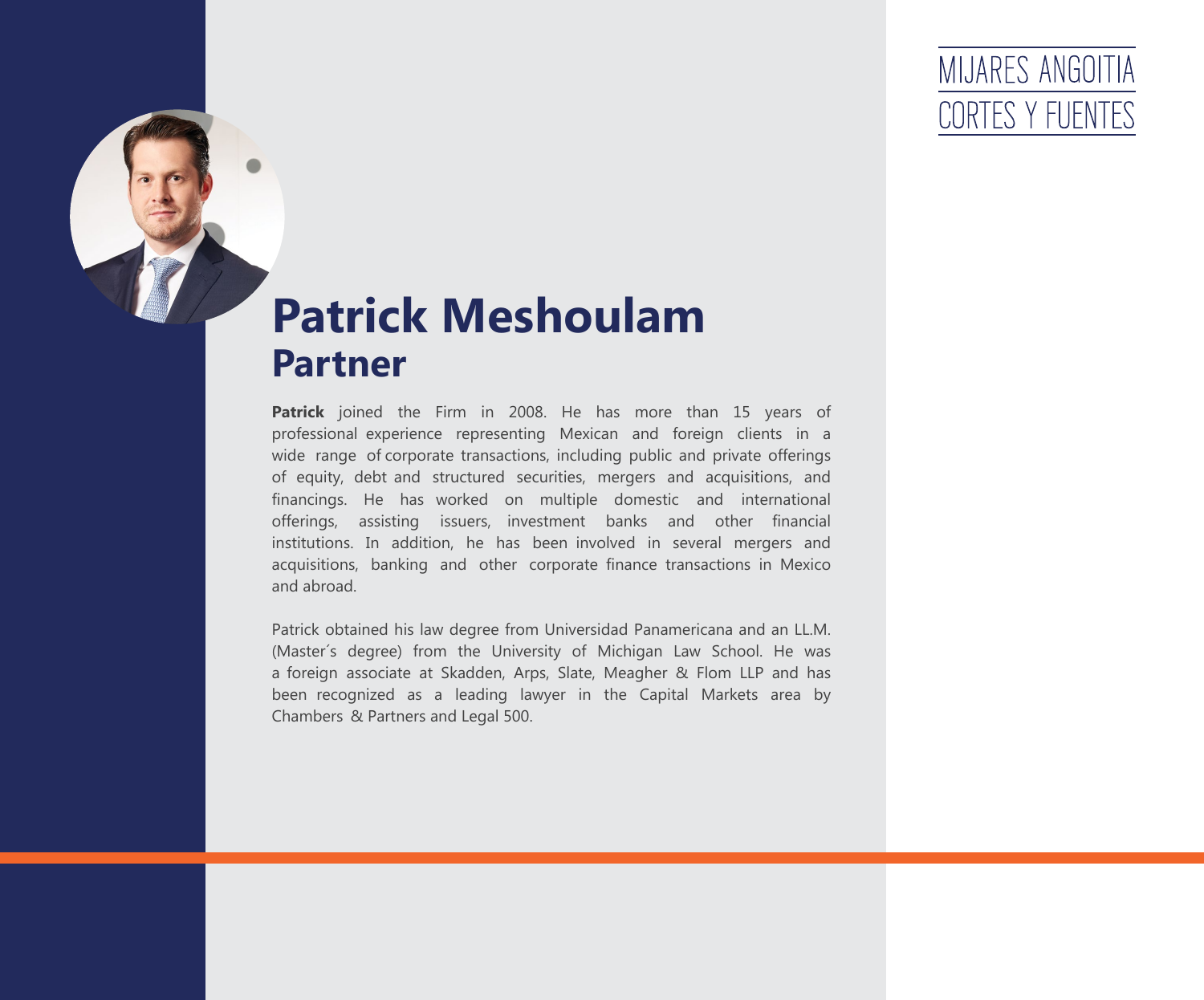MIJARES ANGOITIA
CORTES Y FUENTES

# Patrick Meshoulam

## Partner

**Patrick** joined the Firm in 2008. He has more than 15 years of professional experience representing Mexican and foreign clients in a wide range of corporate transactions, including public and private offerings of equity, debt and structured securities, mergers and acquisitions, and financings. He has worked on multiple domestic and international offerings, assisting issuers, investment banks and other financial institutions. In addition, he has been involved in several mergers and acquisitions, banking and other corporate finance transactions in Mexico and abroad.

Patrick obtained his law degree from Universidad Panamericana and an LL.M. (Master´s degree) from the University of Michigan Law School. He was a foreign associate at Skadden, Arps, Slate, Meagher & Flom LLP and has been recognized as a leading lawyer in the Capital Markets area by Chambers & Partners and Legal 500.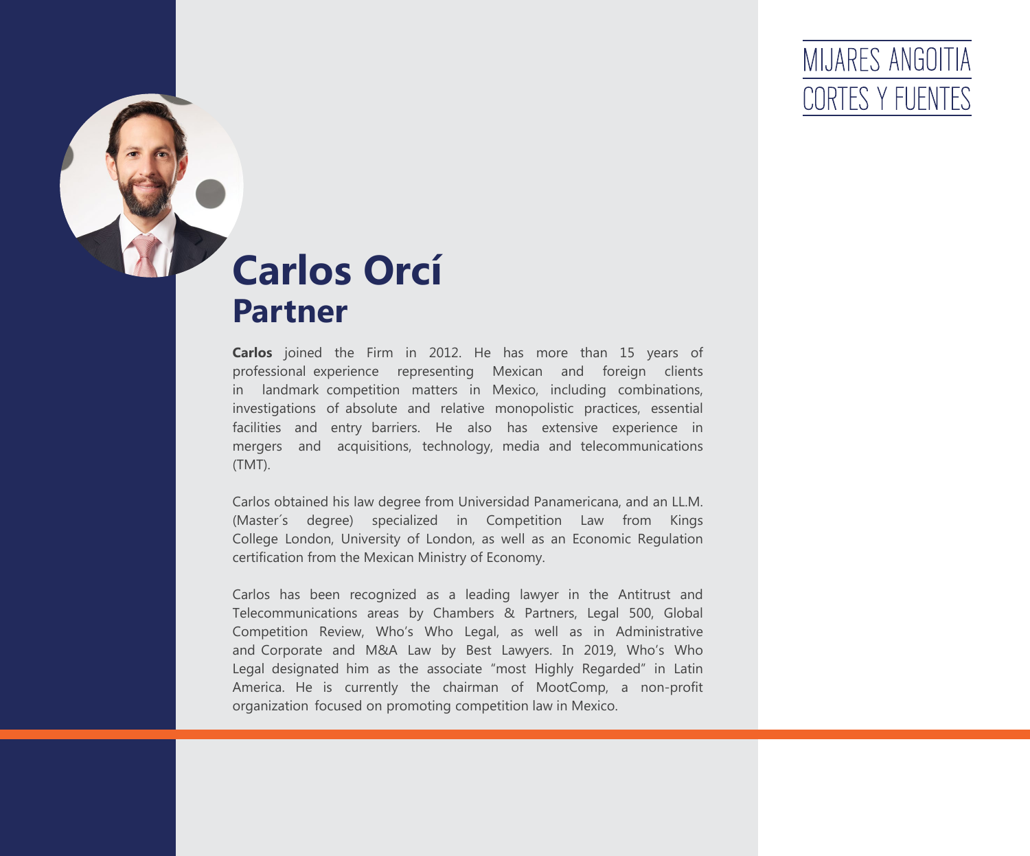MIJARES ANGOITIA CORTES Y FUENTES

# Carlos Orcí

## Partner

**Carlos** joined the Firm in 2012. He has more than 15 years of professional experience representing Mexican and foreign clients in landmark competition matters in Mexico, including combinations, investigations of absolute and relative monopolistic practices, essential facilities and entry barriers. He also has extensive experience in mergers and acquisitions, technology, media and telecommunications (TMT).

Carlos obtained his law degree from Universidad Panamericana, and an LL.M. (Master´s degree) specialized in Competition Law from Kings College London, University of London, as well as an Economic Regulation certification from the Mexican Ministry of Economy.

Carlos has been recognized as a leading lawyer in the Antitrust and Telecommunications areas by Chambers & Partners, Legal 500, Global Competition Review, Who's Who Legal, as well as in Administrative and Corporate and M&A Law by Best Lawyers. In 2019, Who's Who Legal designated him as the associate "most Highly Regarded" in Latin America. He is currently the chairman of MootComp, a non-profit organization focused on promoting competition law in Mexico.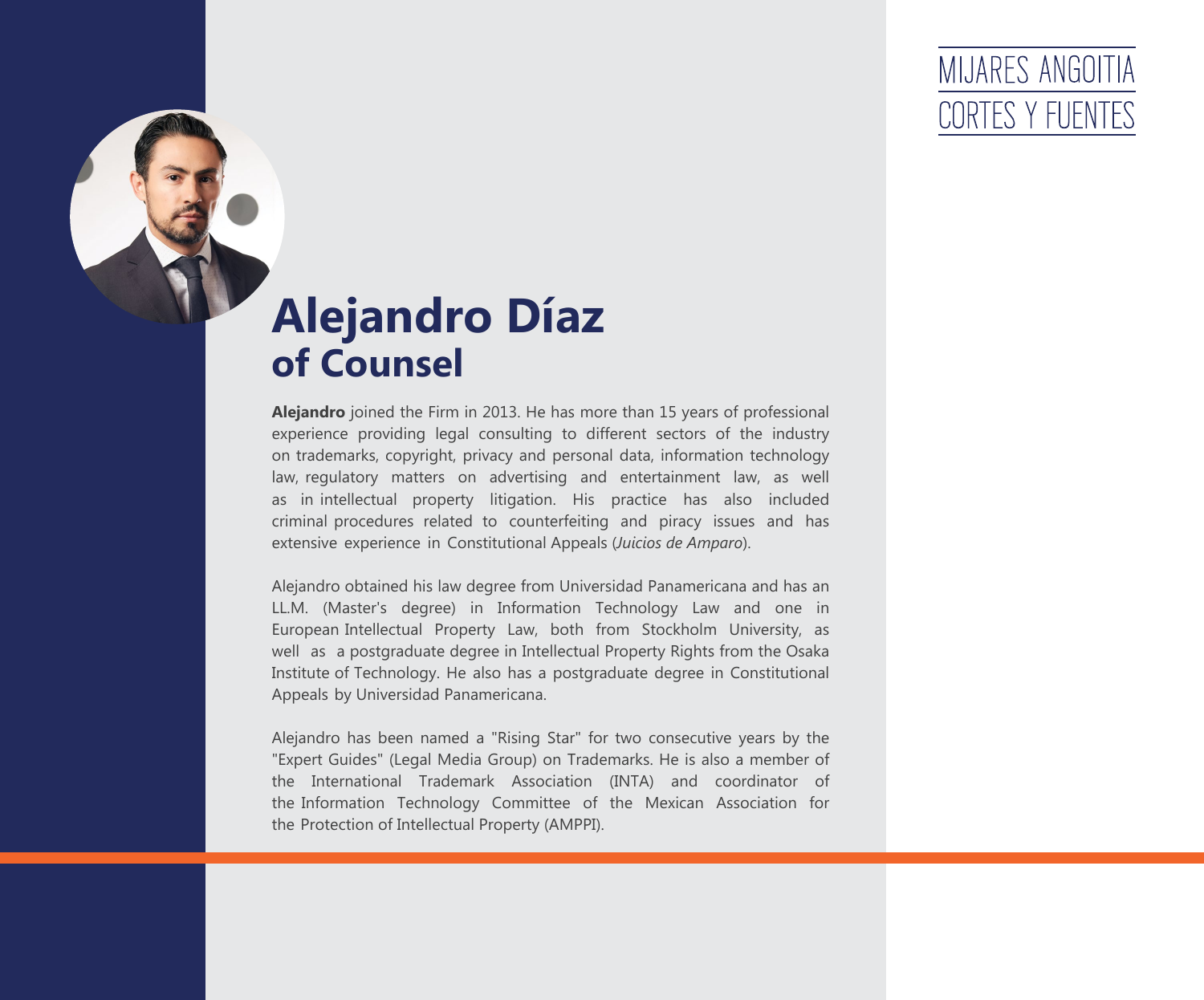MIJARES ANGOITIA CORTES Y FUENTES

# Alejandro Díaz

## of Counsel

**Alejandro** joined the Firm in 2013. He has more than 15 years of professional experience providing legal consulting to different sectors of the industry on trademarks, copyright, privacy and personal data, information technology law, regulatory matters on advertising and entertainment law, as well as in intellectual property litigation. His practice has also included criminal procedures related to counterfeiting and piracy issues and has extensive experience in Constitutional Appeals (*Juicios de Amparo*).

Alejandro obtained his law degree from Universidad Panamericana and has an LL.M. (Master's degree) in Information Technology Law and one in European Intellectual Property Law, both from Stockholm University, as well as a postgraduate degree in Intellectual Property Rights from the Osaka Institute of Technology. He also has a postgraduate degree in Constitutional Appeals by Universidad Panamericana.

Alejandro has been named a "Rising Star" for two consecutive years by the "Expert Guides" (Legal Media Group) on Trademarks. He is also a member of the International Trademark Association (INTA) and coordinator of the Information Technology Committee of the Mexican Association for the Protection of Intellectual Property (AMPPI).